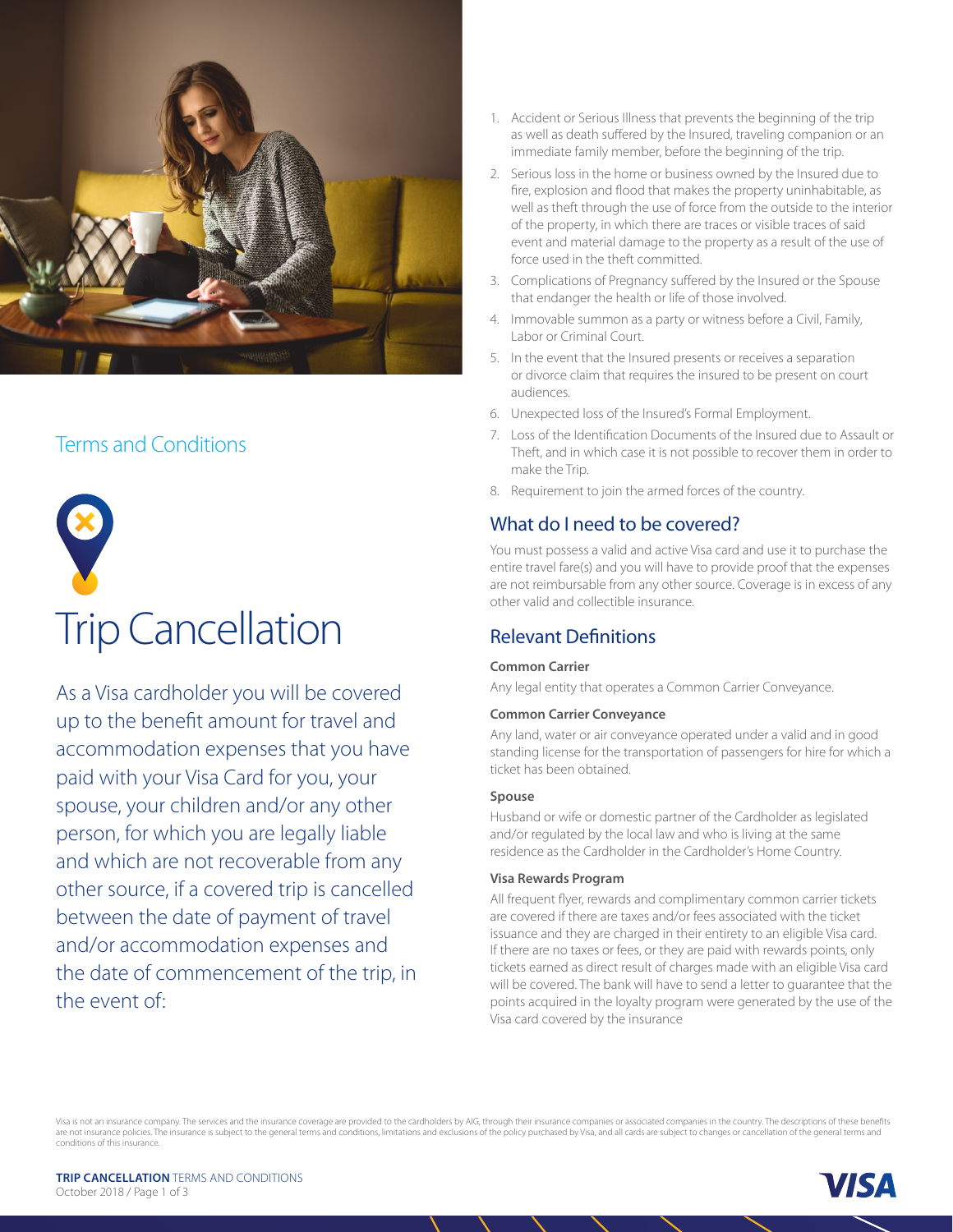## Terms and Conditions

# Trip Cancellation

As a Visa cardholder you will be covered up to the benefit amount for travel and accommodation expenses that you have paid with your Visa Card for you, your spouse, your children and/or any other person, for which you are legally liable and which are not recoverable from any other source, if a covered trip is cancelled between the date of payment of travel and/or accommodation expenses and the date of commencement of the trip, in the event of:

1. Accident or Serious Illness that prevents the beginning of the trip as well as death suffered by the Insured, traveling companion or an immediate family member, before the beginning of the trip.
2. Serious loss in the home or business owned by the Insured due to fire, explosion and flood that makes the property uninhabitable, as well as theft through the use of force from the outside to the interior of the property, in which there are traces or visible traces of said event and material damage to the property as a result of the use of force used in the theft committed.
3. Complications of Pregnancy suffered by the Insured or the Spouse that endanger the health or life of those involved.
4. Immovable summon as a party or witness before a Civil, Family, Labor or Criminal Court.
5. In the event that the Insured presents or receives a separation or divorce claim that requires the insured to be present on court audiences.
6. Unexpected loss of the Insured's Formal Employment.
7. Loss of the Identification Documents of the Insured due to Assault or Theft, and in which case it is not possible to recover them in order to make the Trip.
8. Requirement to join the armed forces of the country.

## What do I need to be covered?

You must possess a valid and active Visa card and use it to purchase the entire travel fare(s) and you will have to provide proof that the expenses are not reimbursable from any other source. Coverage is in excess of any other valid and collectible insurance.

## Relevant Definitions

**Common Carrier**

Any legal entity that operates a Common Carrier Conveyance.

**Common Carrier Conveyance**

Any land, water or air conveyance operated under a valid and in good standing license for the transportation of passengers for hire for which a ticket has been obtained.

**Spouse**

Husband or wife or domestic partner of the Cardholder as legislated and/or regulated by the local law and who is living at the same residence as the Cardholder in the Cardholder's Home Country.

**Visa Rewards Program**

All frequent flyer, rewards and complimentary common carrier tickets are covered if there are taxes and/or fees associated with the ticket issuance and they are charged in their entirety to an eligible Visa card. If there are no taxes or fees, or they are paid with rewards points, only tickets earned as direct result of charges made with an eligible Visa card will be covered. The bank will have to send a letter to guarantee that the points acquired in the loyalty program were generated by the use of the Visa card covered by the insurance

Visa is not an insurance company. The services and the insurance coverage are provided to the cardholders by AIG, through their insurance companies or associated companies in the country. The descriptions of these benefits are not insurance policies. The insurance is subject to the general terms and conditions, limitations and exclusions of the policy purchased by Visa, and all cards are subject to changes or cancellation of the general terms and conditions of this insurance.

**TRIP CANCELLATION** TERMS AND CONDITIONS
October 2018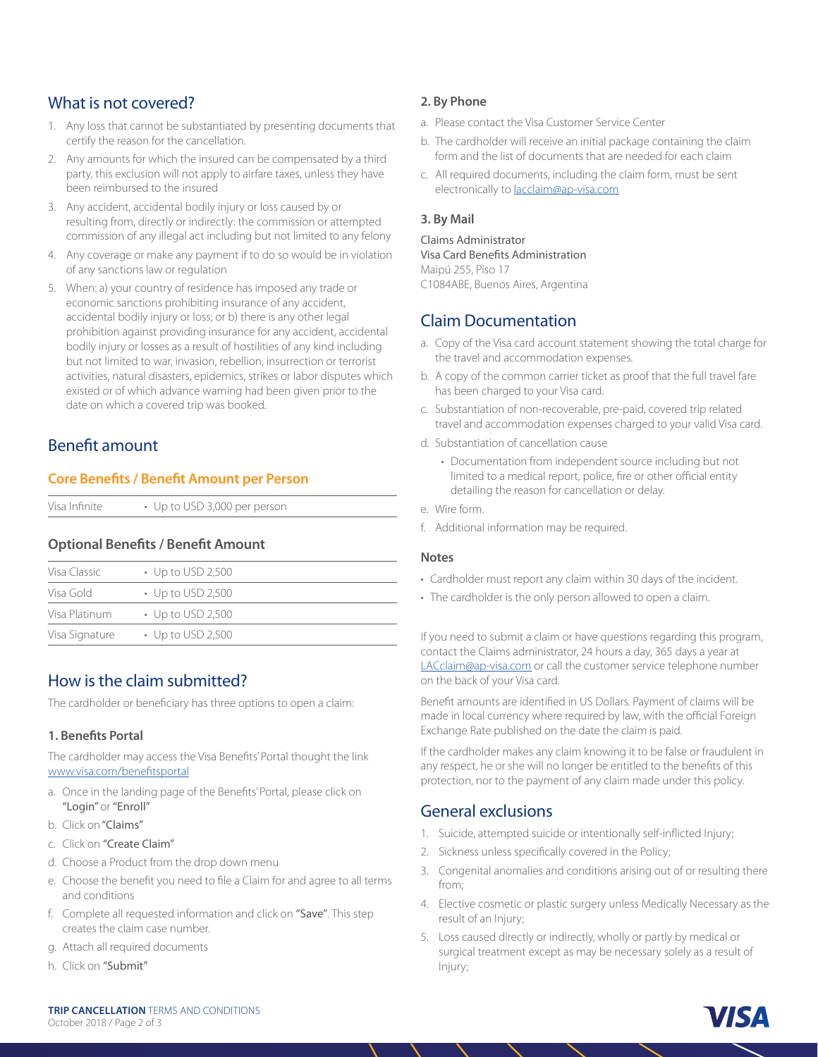## What is not covered?

1. Any loss that cannot be substantiated by presenting documents that certify the reason for the cancellation.
2. Any amounts for which the insured can be compensated by a third party, this exclusion will not apply to airfare taxes, unless they have been reimbursed to the insured
3. Any accident, accidental bodily injury or loss caused by or resulting from, directly or indirectly: the commission or attempted commission of any illegal act including but not limited to any felony
4. Any coverage or make any payment if to do so would be in violation of any sanctions law or regulation
5. When: a) your country of residence has imposed any trade or economic sanctions prohibiting insurance of any accident, accidental bodily injury or loss; or b) there is any other legal prohibition against providing insurance for any accident, accidental bodily injury or losses as a result of hostilities of any kind including but not limited to war, invasion, rebellion, insurrection or terrorist activities, natural disasters, epidemics, strikes or labor disputes which existed or of which advance warning had been given prior to the date on which a covered trip was booked.

## Benefit amount

### Core Benefits / Benefit Amount per Person

| | |
|---|---|
| Visa Infinite | • Up to USD 3,000 per person |

### Optional Benefits / Benefit Amount

| | |
|---|---|
| Visa Classic | • Up to USD 2,500 |
| Visa Gold | • Up to USD 2,500 |
| Visa Platinum | • Up to USD 2,500 |
| Visa Signature | • Up to USD 2,500 |

## How is the claim submitted?

The cardholder or beneficiary has three options to open a claim:

**1. Benefits Portal**

The cardholder may access the Visa Benefits' Portal thought the link www.visa.com/benefitsportal

a. Once in the landing page of the Benefits' Portal, please click on "Login" or "Enroll"
b. Click on "Claims"
c. Click on "Create Claim"
d. Choose a Product from the drop down menu
e. Choose the benefit you need to file a Claim for and agree to all terms and conditions
f. Complete all requested information and click on "Save". This step creates the claim case number.
g. Attach all required documents
h. Click on "Submit"

**2. By Phone**

a. Please contact the Visa Customer Service Center
b. The cardholder will receive an initial package containing the claim form and the list of documents that are needed for each claim
c. All required documents, including the claim form, must be sent electronically to lacclaim@ap-visa.com

**3. By Mail**

Claims Administrator
Visa Card Benefits Administration
Maipú 255, Piso 17
C1084ABE, Buenos Aires, Argentina

## Claim Documentation

a. Copy of the Visa card account statement showing the total charge for the travel and accommodation expenses.
b. A copy of the common carrier ticket as proof that the full travel fare has been charged to your Visa card.
c. Substantiation of non-recoverable, pre-paid, covered trip related travel and accommodation expenses charged to your valid Visa card.
d. Substantiation of cancellation cause
   - Documentation from independent source including but not limited to a medical report, police, fire or other official entity detailing the reason for cancellation or delay.
e. Wire form.
f. Additional information may be required.

**Notes**

- Cardholder must report any claim within 30 days of the incident.
- The cardholder is the only person allowed to open a claim.

If you need to submit a claim or have questions regarding this program, contact the Claims administrator, 24 hours a day, 365 days a year at LACclaim@ap-visa.com or call the customer service telephone number on the back of your Visa card.

Benefit amounts are identified in US Dollars. Payment of claims will be made in local currency where required by law, with the official Foreign Exchange Rate published on the date the claim is paid.

If the cardholder makes any claim knowing it to be false or fraudulent in any respect, he or she will no longer be entitled to the benefits of this protection, nor to the payment of any claim made under this policy.

## General exclusions

1. Suicide, attempted suicide or intentionally self-inflicted Injury;
2. Sickness unless specifically covered in the Policy;
3. Congenital anomalies and conditions arising out of or resulting there from;
4. Elective cosmetic or plastic surgery unless Medically Necessary as the result of an Injury;
5. Loss caused directly or indirectly, wholly or partly by medical or surgical treatment except as may be necessary solely as a result of Injury;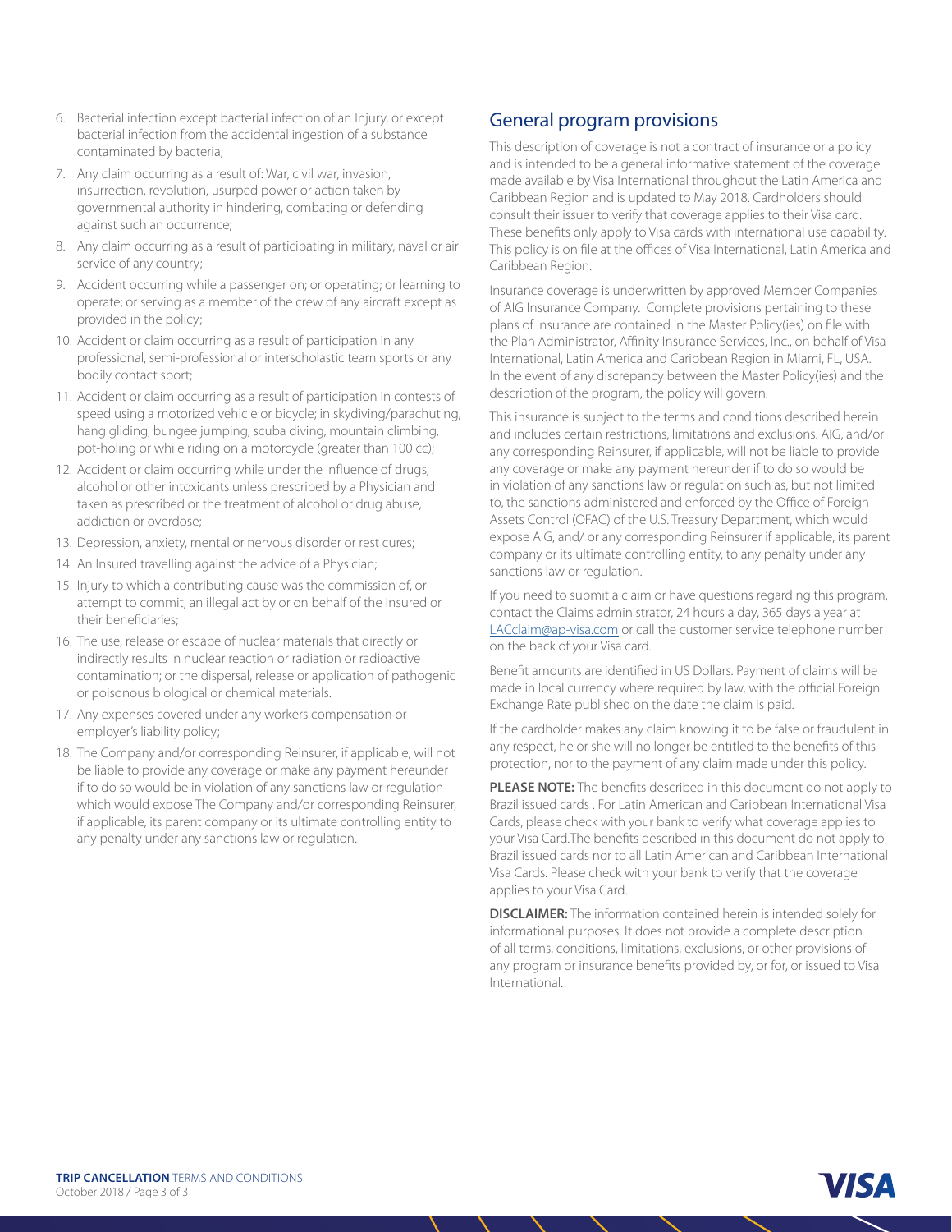6. Bacterial infection except bacterial infection of an Injury, or except bacterial infection from the accidental ingestion of a substance contaminated by bacteria;
7. Any claim occurring as a result of: War, civil war, invasion, insurrection, revolution, usurped power or action taken by governmental authority in hindering, combating or defending against such an occurrence;
8. Any claim occurring as a result of participating in military, naval or air service of any country;
9. Accident occurring while a passenger on; or operating; or learning to operate; or serving as a member of the crew of any aircraft except as provided in the policy;
10. Accident or claim occurring as a result of participation in any professional, semi-professional or interscholastic team sports or any bodily contact sport;
11. Accident or claim occurring as a result of participation in contests of speed using a motorized vehicle or bicycle; in skydiving/parachuting, hang gliding, bungee jumping, scuba diving, mountain climbing, pot-holing or while riding on a motorcycle (greater than 100 cc);
12. Accident or claim occurring while under the influence of drugs, alcohol or other intoxicants unless prescribed by a Physician and taken as prescribed or the treatment of alcohol or drug abuse, addiction or overdose;
13. Depression, anxiety, mental or nervous disorder or rest cures;
14. An Insured travelling against the advice of a Physician;
15. Injury to which a contributing cause was the commission of, or attempt to commit, an illegal act by or on behalf of the Insured or their beneficiaries;
16. The use, release or escape of nuclear materials that directly or indirectly results in nuclear reaction or radiation or radioactive contamination; or the dispersal, release or application of pathogenic or poisonous biological or chemical materials.
17. Any expenses covered under any workers compensation or employer's liability policy;
18. The Company and/or corresponding Reinsurer, if applicable, will not be liable to provide any coverage or make any payment hereunder if to do so would be in violation of any sanctions law or regulation which would expose The Company and/or corresponding Reinsurer, if applicable, its parent company or its ultimate controlling entity to any penalty under any sanctions law or regulation.

## General program provisions

This description of coverage is not a contract of insurance or a policy and is intended to be a general informative statement of the coverage made available by Visa International throughout the Latin America and Caribbean Region and is updated to May 2018. Cardholders should consult their issuer to verify that coverage applies to their Visa card. These benefits only apply to Visa cards with international use capability. This policy is on file at the offices of Visa International, Latin America and Caribbean Region.

Insurance coverage is underwritten by approved Member Companies of AIG Insurance Company. Complete provisions pertaining to these plans of insurance are contained in the Master Policy(ies) on file with the Plan Administrator, Affinity Insurance Services, Inc., on behalf of Visa International, Latin America and Caribbean Region in Miami, FL, USA. In the event of any discrepancy between the Master Policy(ies) and the description of the program, the policy will govern.

This insurance is subject to the terms and conditions described herein and includes certain restrictions, limitations and exclusions. AIG, and/or any corresponding Reinsurer, if applicable, will not be liable to provide any coverage or make any payment hereunder if to do so would be in violation of any sanctions law or regulation such as, but not limited to, the sanctions administered and enforced by the Office of Foreign Assets Control (OFAC) of the U.S. Treasury Department, which would expose AIG, and/ or any corresponding Reinsurer if applicable, its parent company or its ultimate controlling entity, to any penalty under any sanctions law or regulation.

If you need to submit a claim or have questions regarding this program, contact the Claims administrator, 24 hours a day, 365 days a year at LACclaim@ap-visa.com or call the customer service telephone number on the back of your Visa card.

Benefit amounts are identified in US Dollars. Payment of claims will be made in local currency where required by law, with the official Foreign Exchange Rate published on the date the claim is paid.

If the cardholder makes any claim knowing it to be false or fraudulent in any respect, he or she will no longer be entitled to the benefits of this protection, nor to the payment of any claim made under this policy.

**PLEASE NOTE:** The benefits described in this document do not apply to Brazil issued cards . For Latin American and Caribbean International Visa Cards, please check with your bank to verify what coverage applies to your Visa Card.The benefits described in this document do not apply to Brazil issued cards nor to all Latin American and Caribbean International Visa Cards. Please check with your bank to verify that the coverage applies to your Visa Card.

**DISCLAIMER:** The information contained herein is intended solely for informational purposes. It does not provide a complete description of all terms, conditions, limitations, exclusions, or other provisions of any program or insurance benefits provided by, or for, or issued to Visa International.